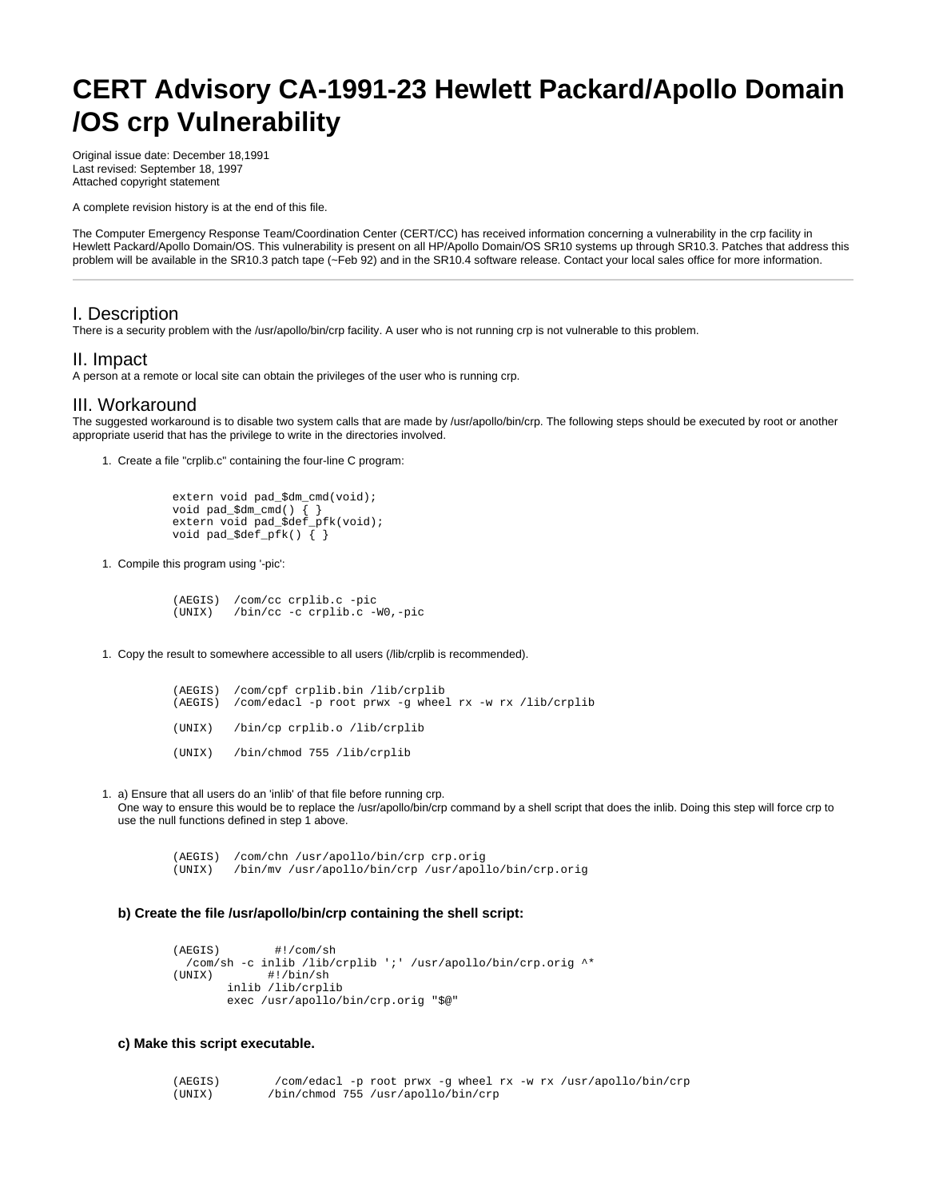# CERT Advisory CA-1991-23 Hewlett Packard/Apollo Domain/OS crp Vulnerability

Original issue date: December 18,1991
Last revised: September 18, 1997
Attached copyright statement

A complete revision history is at the end of this file.

The Computer Emergency Response Team/Coordination Center (CERT/CC) has received information concerning a vulnerability in the crp facility in Hewlett Packard/Apollo Domain/OS. This vulnerability is present on all HP/Apollo Domain/OS SR10 systems up through SR10.3. Patches that address this problem will be available in the SR10.3 patch tape (~Feb 92) and in the SR10.4 software release. Contact your local sales office for more information.

---

## I. Description

There is a security problem with the /usr/apollo/bin/crp facility. A user who is not running crp is not vulnerable to this problem.

## II. Impact

A person at a remote or local site can obtain the privileges of the user who is running crp.

## III. Workaround

The suggested workaround is to disable two system calls that are made by /usr/apollo/bin/crp. The following steps should be executed by root or another appropriate userid that has the privilege to write in the directories involved.

1. Create a file "crplib.c" containing the four-line C program:

```
extern void pad_$dm_cmd(void);
void pad_$dm_cmd() { }
extern void pad_$def_pfk(void);
void pad_$def_pfk() { }
```

1. Compile this program using '-pic':

```
(AEGIS)  /com/cc crplib.c -pic
(UNIX)   /bin/cc -c crplib.c -W0,-pic
```

1. Copy the result to somewhere accessible to all users (/lib/crplib is recommended).

```
(AEGIS)  /com/cpf crplib.bin /lib/crplib
(AEGIS)  /com/edacl -p root prwx -g wheel rx -w rx /lib/crplib

(UNIX)   /bin/cp crplib.o /lib/crplib

(UNIX)   /bin/chmod 755 /lib/crplib
```

1. a) Ensure that all users do an 'inlib' of that file before running crp.
   One way to ensure this would be to replace the /usr/apollo/bin/crp command by a shell script that does the inlib. Doing this step will force crp to use the null functions defined in step 1 above.

```
(AEGIS)  /com/chn /usr/apollo/bin/crp crp.orig
(UNIX)   /bin/mv /usr/apollo/bin/crp /usr/apollo/bin/crp.orig
```

**b) Create the file /usr/apollo/bin/crp containing the shell script:**

```
(AEGIS)        #!/com/sh
  /com/sh -c inlib /lib/crplib ';' /usr/apollo/bin/crp.orig ^*
(UNIX)        #!/bin/sh
        inlib /lib/crplib
        exec /usr/apollo/bin/crp.orig "$@"
```

**c) Make this script executable.**

```
(AEGIS)        /com/edacl -p root prwx -g wheel rx -w rx /usr/apollo/bin/crp
(UNIX)        /bin/chmod 755 /usr/apollo/bin/crp
```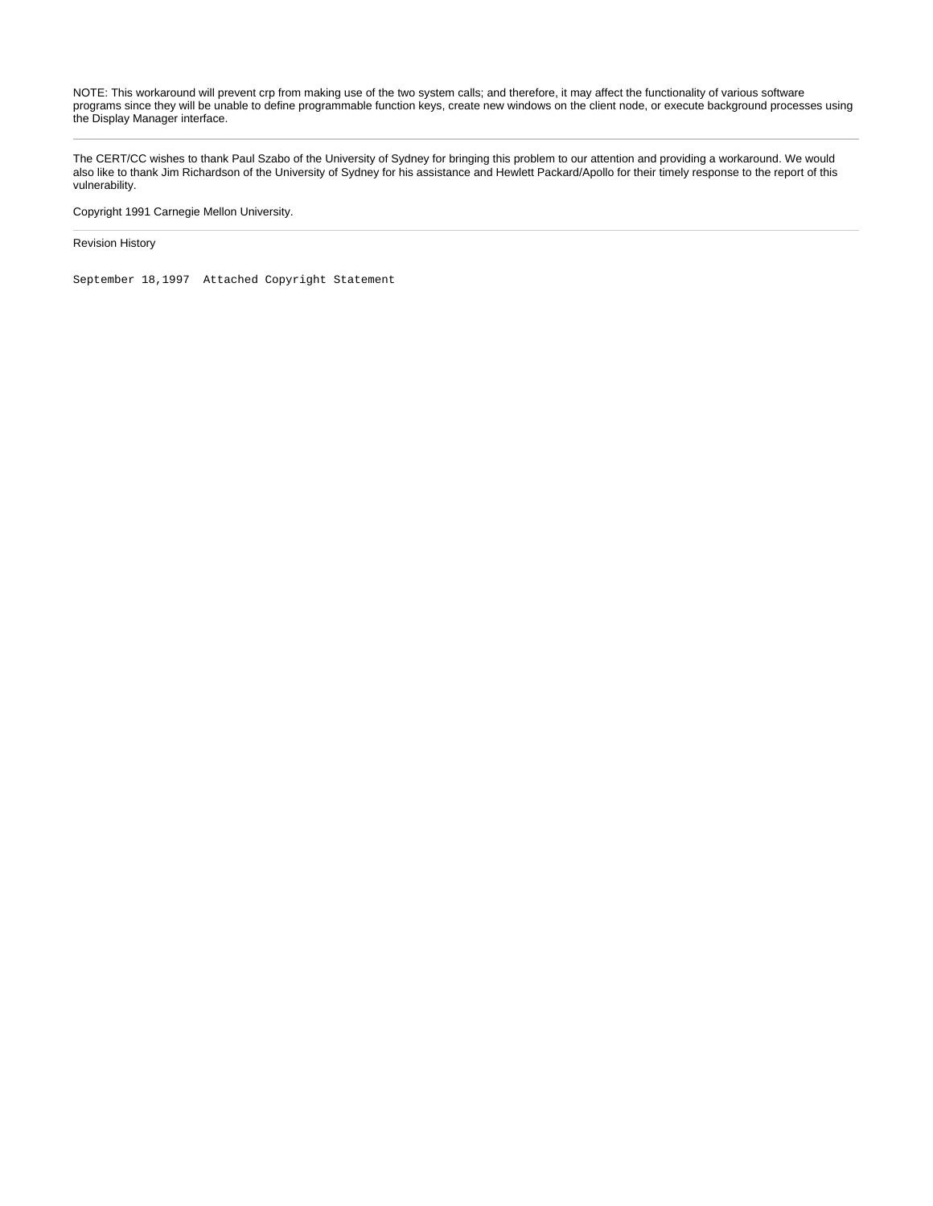NOTE: This workaround will prevent crp from making use of the two system calls; and therefore, it may affect the functionality of various software programs since they will be unable to define programmable function keys, create new windows on the client node, or execute background processes using the Display Manager interface.

---

The CERT/CC wishes to thank Paul Szabo of the University of Sydney for bringing this problem to our attention and providing a workaround. We would also like to thank Jim Richardson of the University of Sydney for his assistance and Hewlett Packard/Apollo for their timely response to the report of this vulnerability.

Copyright 1991 Carnegie Mellon University.

---

Revision History

```
September 18,1997  Attached Copyright Statement
```